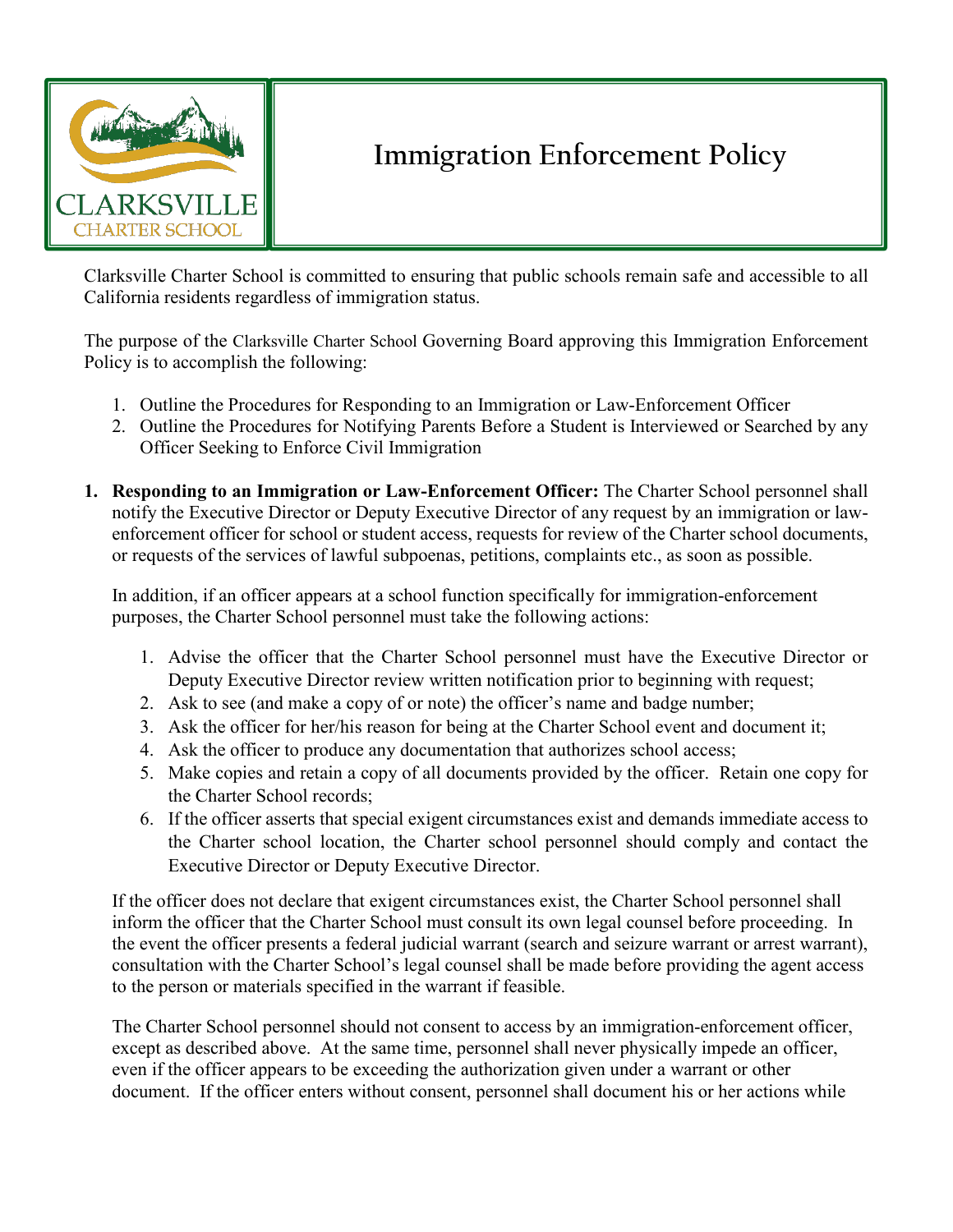# Immigration Enforcement Policy

Clarksville Charter School is committed to ensuring that public schools remain safe and accessible to all California residents regardless of immigration status.

The purpose of the Clarksville Charter School Governing Board approving this Immigration Enforcement Policy is to accomplish the following:

1. Outline the Procedures for Responding to an Immigration or Law-Enforcement Officer
2. Outline the Procedures for Notifying Parents Before a Student is Interviewed or Searched by any Officer Seeking to Enforce Civil Immigration

**1. Responding to an Immigration or Law-Enforcement Officer:** The Charter School personnel shall notify the Executive Director or Deputy Executive Director of any request by an immigration or law-enforcement officer for school or student access, requests for review of the Charter school documents, or requests of the services of lawful subpoenas, petitions, complaints etc., as soon as possible.

In addition, if an officer appears at a school function specifically for immigration-enforcement purposes, the Charter School personnel must take the following actions:

1. Advise the officer that the Charter School personnel must have the Executive Director or Deputy Executive Director review written notification prior to beginning with request;
2. Ask to see (and make a copy of or note) the officer's name and badge number;
3. Ask the officer for her/his reason for being at the Charter School event and document it;
4. Ask the officer to produce any documentation that authorizes school access;
5. Make copies and retain a copy of all documents provided by the officer. Retain one copy for the Charter School records;
6. If the officer asserts that special exigent circumstances exist and demands immediate access to the Charter school location, the Charter school personnel should comply and contact the Executive Director or Deputy Executive Director.

If the officer does not declare that exigent circumstances exist, the Charter School personnel shall inform the officer that the Charter School must consult its own legal counsel before proceeding. In the event the officer presents a federal judicial warrant (search and seizure warrant or arrest warrant), consultation with the Charter School's legal counsel shall be made before providing the agent access to the person or materials specified in the warrant if feasible.

The Charter School personnel should not consent to access by an immigration-enforcement officer, except as described above. At the same time, personnel shall never physically impede an officer, even if the officer appears to be exceeding the authorization given under a warrant or other document. If the officer enters without consent, personnel shall document his or her actions while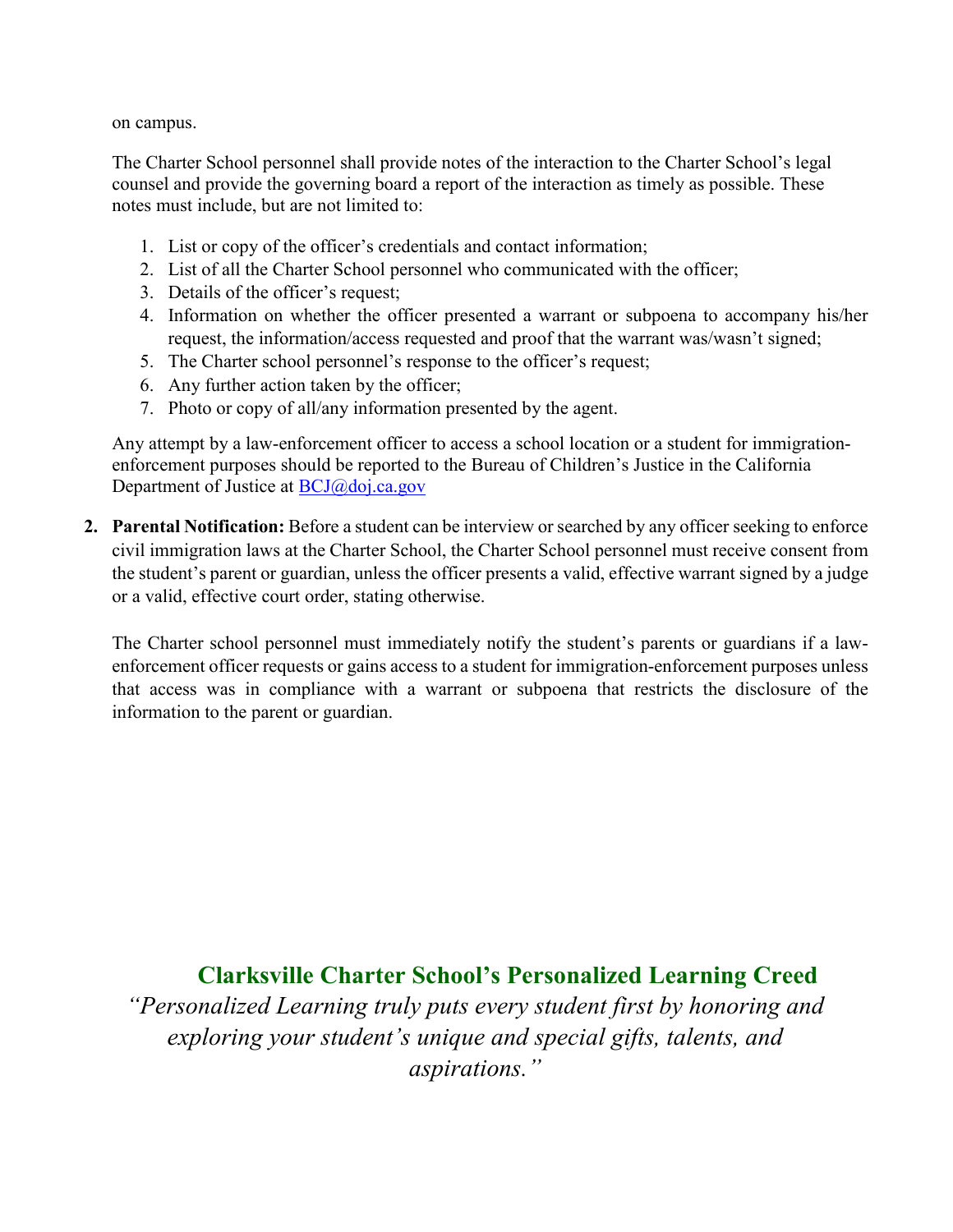on campus.

The Charter School personnel shall provide notes of the interaction to the Charter School's legal counsel and provide the governing board a report of the interaction as timely as possible. These notes must include, but are not limited to:

1. List or copy of the officer's credentials and contact information;
2. List of all the Charter School personnel who communicated with the officer;
3. Details of the officer's request;
4. Information on whether the officer presented a warrant or subpoena to accompany his/her request, the information/access requested and proof that the warrant was/wasn't signed;
5. The Charter school personnel's response to the officer's request;
6. Any further action taken by the officer;
7. Photo or copy of all/any information presented by the agent.

Any attempt by a law-enforcement officer to access a school location or a student for immigration-enforcement purposes should be reported to the Bureau of Children's Justice in the California Department of Justice at BCJ@doj.ca.gov

2. **Parental Notification:** Before a student can be interview or searched by any officer seeking to enforce civil immigration laws at the Charter School, the Charter School personnel must receive consent from the student's parent or guardian, unless the officer presents a valid, effective warrant signed by a judge or a valid, effective court order, stating otherwise.

   The Charter school personnel must immediately notify the student's parents or guardians if a law-enforcement officer requests or gains access to a student for immigration-enforcement purposes unless that access was in compliance with a warrant or subpoena that restricts the disclosure of the information to the parent or guardian.

**Clarksville Charter School's Personalized Learning Creed**

*"Personalized Learning truly puts every student first by honoring and exploring your student's unique and special gifts, talents, and aspirations."*